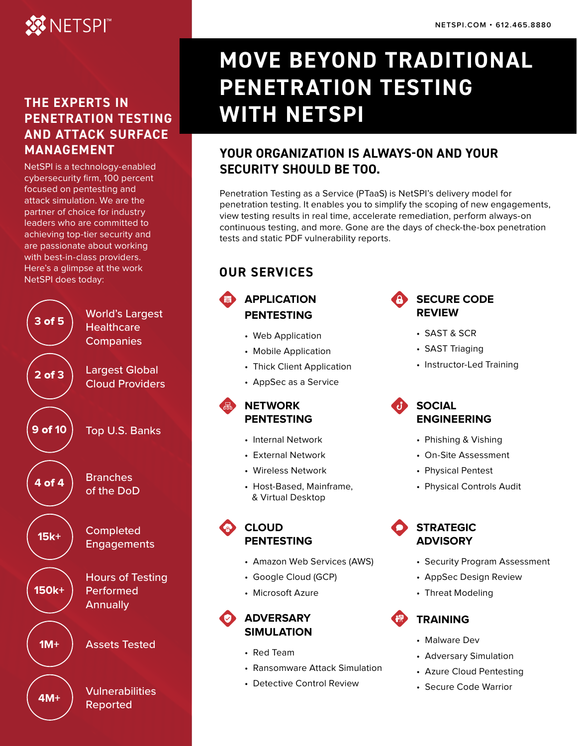NETSPI™

NETSPI.COM • 612.465.8880

# MOVE BEYOND TRADITIONAL PENETRATION TESTING WITH NETSPI

## THE EXPERTS IN PENETRATION TESTING AND ATTACK SURFACE MANAGEMENT

NetSPI is a technology-enabled cybersecurity firm, 100 percent focused on pentesting and attack simulation. We are the partner of choice for industry leaders who are committed to achieving top-tier security and are passionate about working with best-in-class providers. Here's a glimpse at the work NetSPI does today:

- **3 of 5** World's Largest Healthcare Companies
- **2 of 3** Largest Global Cloud Providers
- **9 of 10** Top U.S. Banks
- **4 of 4** Branches of the DoD
- **15k+** Completed Engagements
- **150k+** Hours of Testing Performed Annually
- **1M+** Assets Tested
- **4M+** Vulnerabilities Reported

## YOUR ORGANIZATION IS ALWAYS-ON AND YOUR SECURITY SHOULD BE TOO.

Penetration Testing as a Service (PTaaS) is NetSPI's delivery model for penetration testing. It enables you to simplify the scoping of new engagements, view testing results in real time, accelerate remediation, perform always-on continuous testing, and more. Gone are the days of check-the-box penetration tests and static PDF vulnerability reports.

## OUR SERVICES

### APPLICATION PENTESTING

- Web Application
- Mobile Application
- Thick Client Application
- AppSec as a Service

### SECURE CODE REVIEW

- SAST & SCR
- SAST Triaging
- Instructor-Led Training

### NETWORK PENTESTING

- Internal Network
- External Network
- Wireless Network
- Host-Based, Mainframe, & Virtual Desktop

### SOCIAL ENGINEERING

- Phishing & Vishing
- On-Site Assessment
- Physical Pentest
- Physical Controls Audit

### CLOUD PENTESTING

- Amazon Web Services (AWS)
- Google Cloud (GCP)
- Microsoft Azure

### STRATEGIC ADVISORY

- Security Program Assessment
- AppSec Design Review
- Threat Modeling

### ADVERSARY SIMULATION

- Red Team
- Ransomware Attack Simulation
- Detective Control Review

### TRAINING

- Malware Dev
- Adversary Simulation
- Azure Cloud Pentesting
- Secure Code Warrior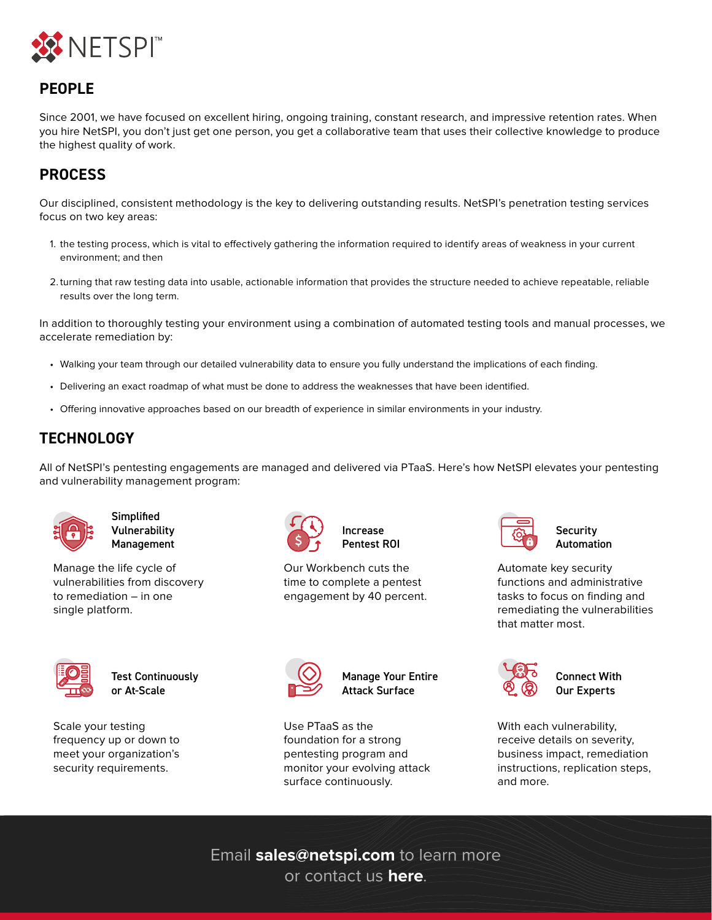NETSPI™

## PEOPLE

Since 2001, we have focused on excellent hiring, ongoing training, constant research, and impressive retention rates. When you hire NetSPI, you don't just get one person, you get a collaborative team that uses their collective knowledge to produce the highest quality of work.

## PROCESS

Our disciplined, consistent methodology is the key to delivering outstanding results. NetSPI's penetration testing services focus on two key areas:

1. the testing process, which is vital to effectively gathering the information required to identify areas of weakness in your current environment; and then
2. turning that raw testing data into usable, actionable information that provides the structure needed to achieve repeatable, reliable results over the long term.

In addition to thoroughly testing your environment using a combination of automated testing tools and manual processes, we accelerate remediation by:

- Walking your team through our detailed vulnerability data to ensure you fully understand the implications of each finding.
- Delivering an exact roadmap of what must be done to address the weaknesses that have been identified.
- Offering innovative approaches based on our breadth of experience in similar environments in your industry.

## TECHNOLOGY

All of NetSPI's pentesting engagements are managed and delivered via PTaaS. Here's how NetSPI elevates your pentesting and vulnerability management program:

**Simplified Vulnerability Management**

Manage the life cycle of vulnerabilities from discovery to remediation – in one single platform.

**Increase Pentest ROI**

Our Workbench cuts the time to complete a pentest engagement by 40 percent.

**Security Automation**

Automate key security functions and administrative tasks to focus on finding and remediating the vulnerabilities that matter most.

**Test Continuously or At-Scale**

Scale your testing frequency up or down to meet your organization's security requirements.

**Manage Your Entire Attack Surface**

Use PTaaS as the foundation for a strong pentesting program and monitor your evolving attack surface continuously.

**Connect With Our Experts**

With each vulnerability, receive details on severity, business impact, remediation instructions, replication steps, and more.

Email **sales@netspi.com** to learn more or contact us **here**.